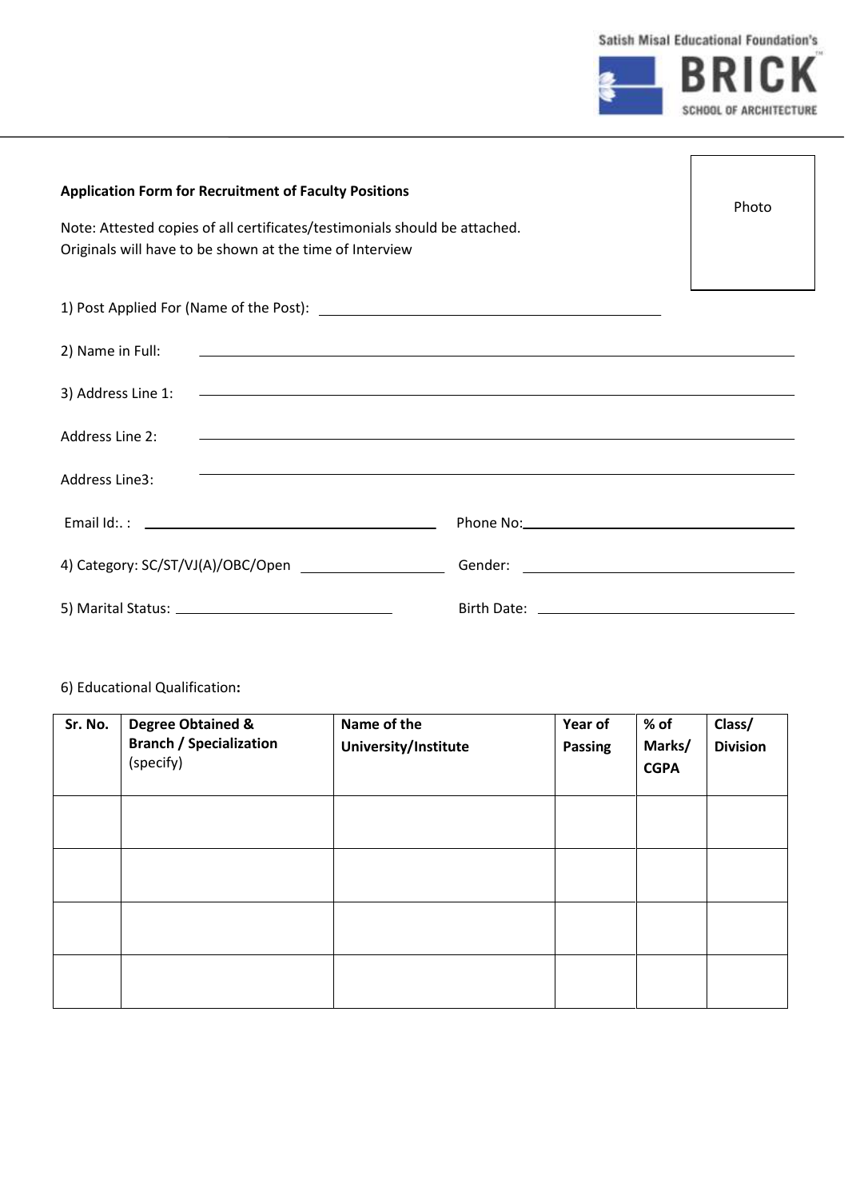Satish Misal Educational Foundation's
**BRICK**
SCHOOL OF ARCHITECTURE

**Application Form for Recruitment of Faculty Positions**

Photo

Note: Attested copies of all certificates/testimonials should be attached.
Originals will have to be shown at the time of Interview

1) Post Applied For (Name of the Post): ______________________________

2) Name in Full: ______________________________

3) Address Line 1: ______________________________

Address Line 2: ______________________________

Address Line3: ______________________________

Email Id:. : ______________________________ Phone No:______________________________

4) Category: SC/ST/VJ(A)/OBC/Open ______________ Gender: ______________________________

5) Marital Status: ______________________ Birth Date: ______________________________

6) Educational Qualification**:**

| Sr. No. | **Degree Obtained & Branch / Specialization** (specify) | **Name of the University/Institute** | **Year of Passing** | **% of Marks/ CGPA** | **Class/ Division** |
|---|---|---|---|---|---|
| | | | | | |
| | | | | | |
| | | | | | |
| | | | | | |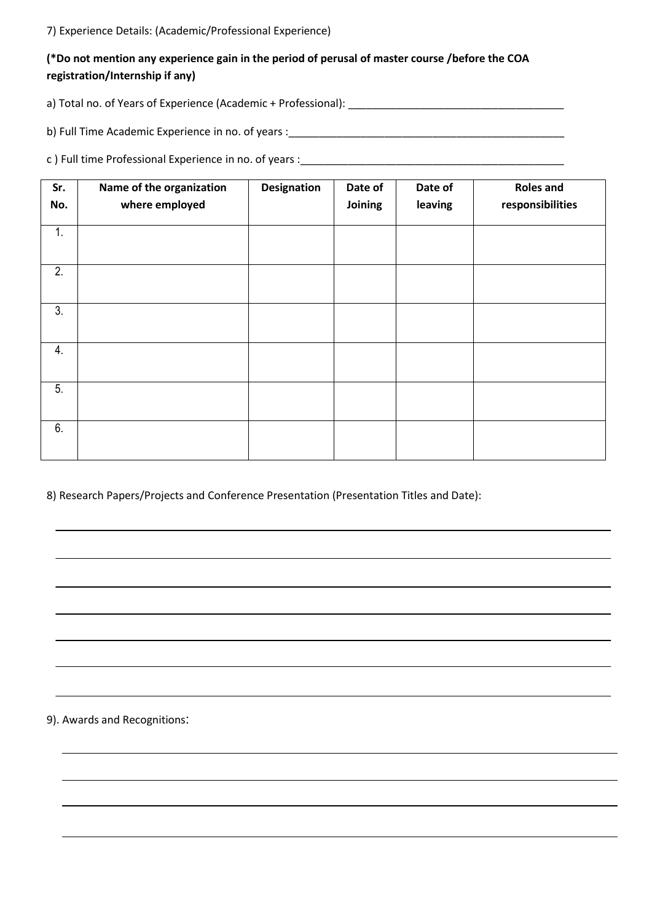7) Experience Details: (Academic/Professional Experience)

**(*Do not mention any experience gain in the period of perusal of master course /before the COA registration/Internship if any)**

a) Total no. of Years of Experience (Academic + Professional): ____________________________________

b) Full Time Academic Experience in no. of years :_________________________________________________

c ) Full time Professional Experience in no. of years :_____________________________________________

| Sr. No. | Name of the organization where employed | Designation | Date of Joining | Date of leaving | Roles and responsibilities |
|---|---|---|---|---|---|
| 1. | | | | | |
| 2. | | | | | |
| 3. | | | | | |
| 4. | | | | | |
| 5. | | | | | |
| 6. | | | | | |

8) Research Papers/Projects and Conference Presentation (Presentation Titles and Date):

________________________________________________________________________________

________________________________________________________________________________

________________________________________________________________________________

________________________________________________________________________________

________________________________________________________________________________

________________________________________________________________________________

________________________________________________________________________________

9). Awards and Recognitions:

________________________________________________________________________________

________________________________________________________________________________

________________________________________________________________________________

________________________________________________________________________________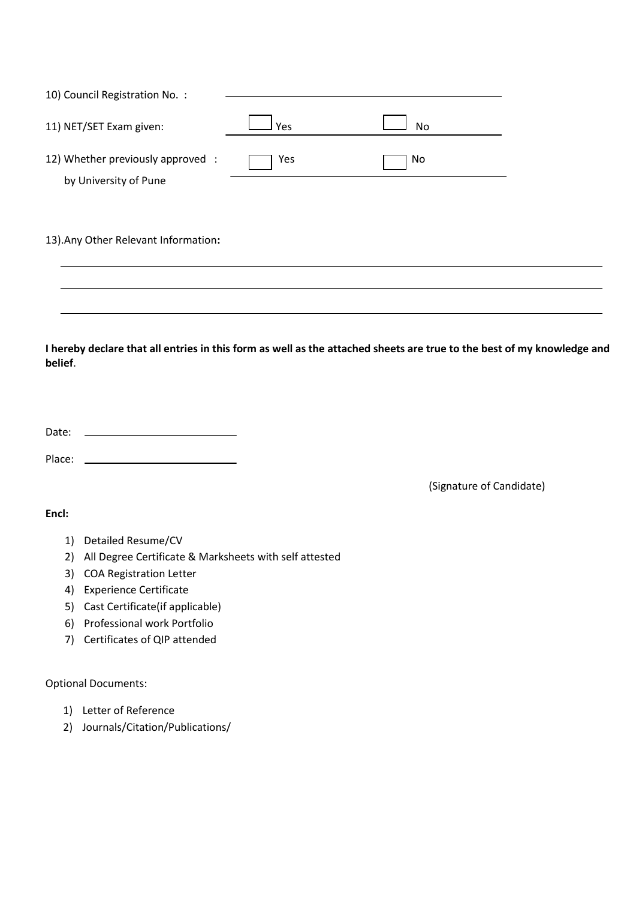10) Council Registration No. : ____________________

11) NET/SET Exam given: ☐ Yes ☐ No

12) Whether previously approved : ☐ Yes ☐ No
by University of Pune

13).Any Other Relevant Information**:**

______________________________________________

______________________________________________

______________________________________________

**I hereby declare that all entries in this form as well as the attached sheets are true to the best of my knowledge and belief**.

Date: ____________________

Place: ____________________

(Signature of Candidate)

**Encl:**

1) Detailed Resume/CV
2) All Degree Certificate & Marksheets with self attested
3) COA Registration Letter
4) Experience Certificate
5) Cast Certificate(if applicable)
6) Professional work Portfolio
7) Certificates of QIP attended

Optional Documents:

1) Letter of Reference
2) Journals/Citation/Publications/